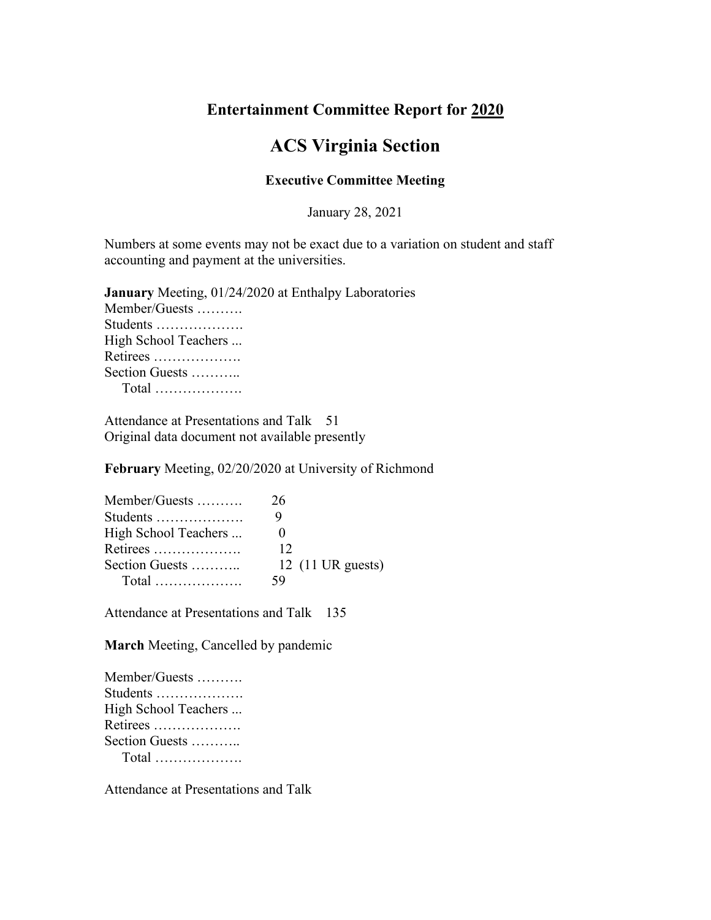## Entertainment Committee Report for 2020

# ACS Virginia Section

### Executive Committee Meeting

January 28, 2021

Numbers at some events may not be exact due to a variation on student and staff accounting and payment at the universities.

**January** Meeting, 01/24/2020 at Enthalpy Laboratories

Member/Guests ……….
Students ……………….
High School Teachers ...
Retirees ……………….
Section Guests ………..
Total ……………….

Attendance at Presentations and Talk 51
Original data document not available presently

**February** Meeting, 02/20/2020 at University of Richmond

| | |
|---|---|
| Member/Guests ………. | 26 |
| Students ………………. | 9 |
| High School Teachers ... | 0 |
| Retirees ………………. | 12 |
| Section Guests ……….. | 12 (11 UR guests) |
| Total ………………. | 59 |

Attendance at Presentations and Talk 135

**March** Meeting, Cancelled by pandemic

Member/Guests ……….
Students ……………….
High School Teachers ...
Retirees ……………….
Section Guests ………..
Total ……………….

Attendance at Presentations and Talk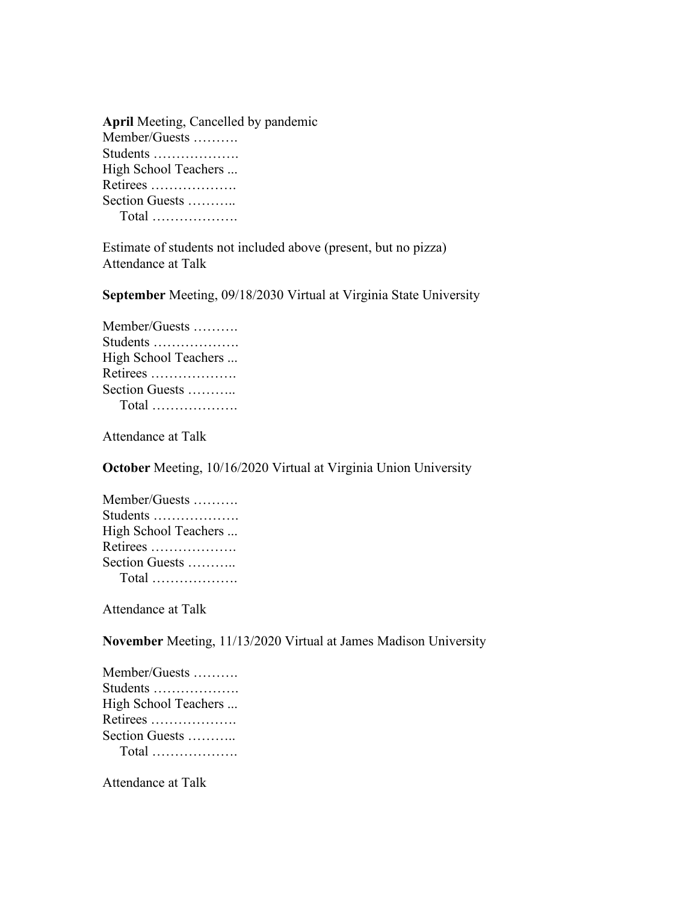**April** Meeting, Cancelled by pandemic

Member/Guests ……….
Students ……………….
High School Teachers ...
Retirees ……………….
Section Guests ………..
Total ……………….

Estimate of students not included above (present, but no pizza)
Attendance at Talk

**September** Meeting, 09/18/2030 Virtual at Virginia State University

Member/Guests ……….
Students ……………….
High School Teachers ...
Retirees ……………….
Section Guests ………..
Total ……………….

Attendance at Talk

**October** Meeting, 10/16/2020 Virtual at Virginia Union University

Member/Guests ……….
Students ……………….
High School Teachers ...
Retirees ……………….
Section Guests ………..
Total ……………….

Attendance at Talk

**November** Meeting, 11/13/2020 Virtual at James Madison University

Member/Guests ……….
Students ……………….
High School Teachers ...
Retirees ……………….
Section Guests ………..
Total ……………….

Attendance at Talk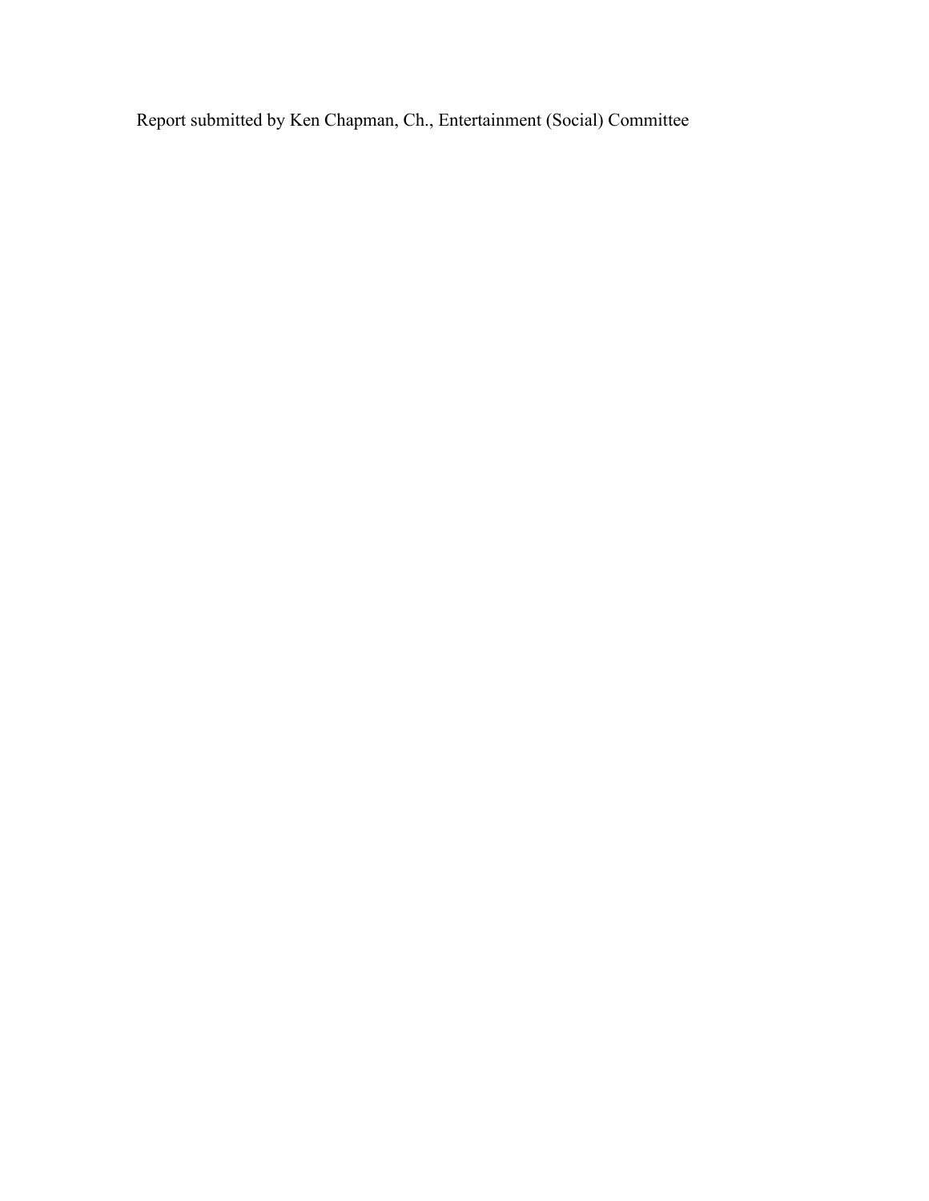Report submitted by Ken Chapman, Ch., Entertainment (Social) Committee